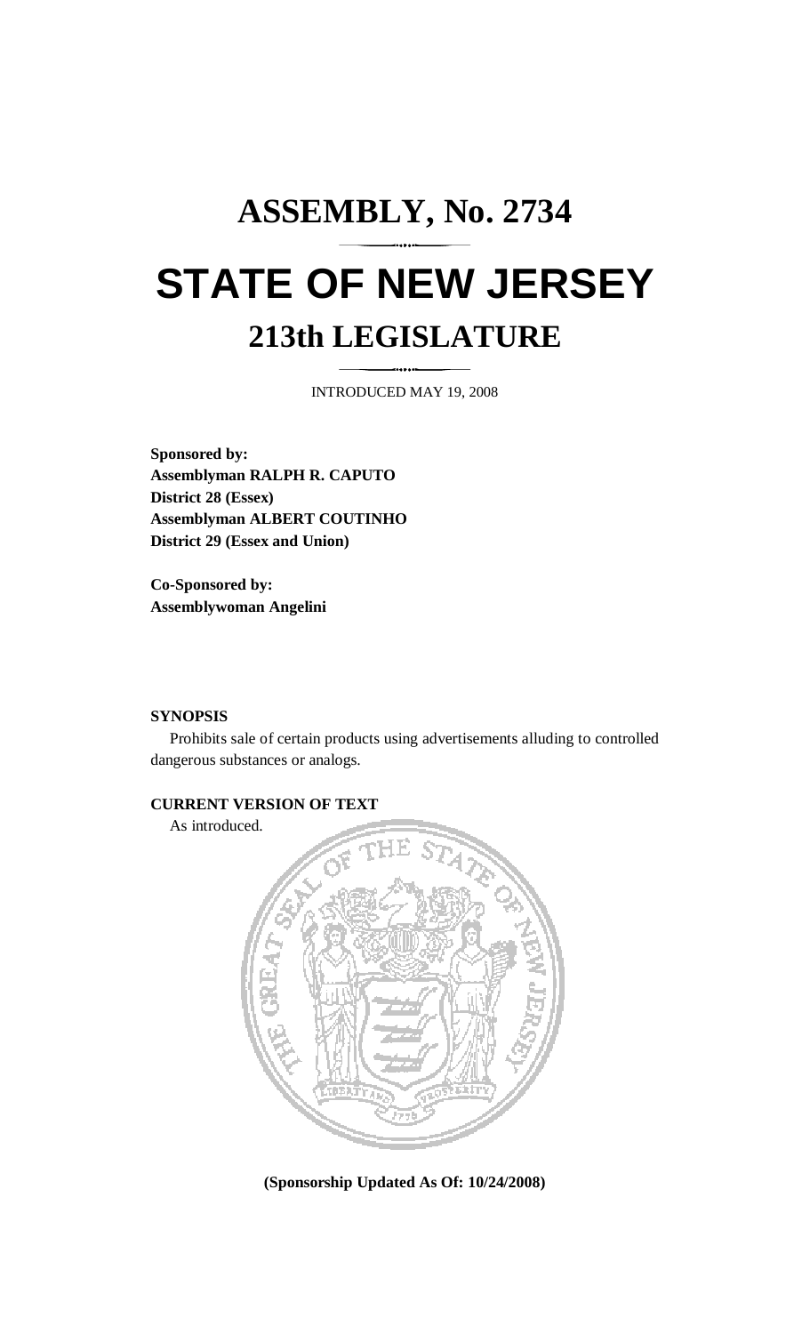# ASSEMBLY, No. 2734

# STATE OF NEW JERSEY

## 213th LEGISLATURE

INTRODUCED MAY 19, 2008

**Sponsored by:**
**Assemblyman RALPH R. CAPUTO**
**District 28 (Essex)**
**Assemblyman ALBERT COUTINHO**
**District 29 (Essex and Union)**

**Co-Sponsored by:**
**Assemblywoman Angelini**

**SYNOPSIS**

Prohibits sale of certain products using advertisements alluding to controlled dangerous substances or analogs.

**CURRENT VERSION OF TEXT**

As introduced.

**(Sponsorship Updated As Of: 10/24/2008)**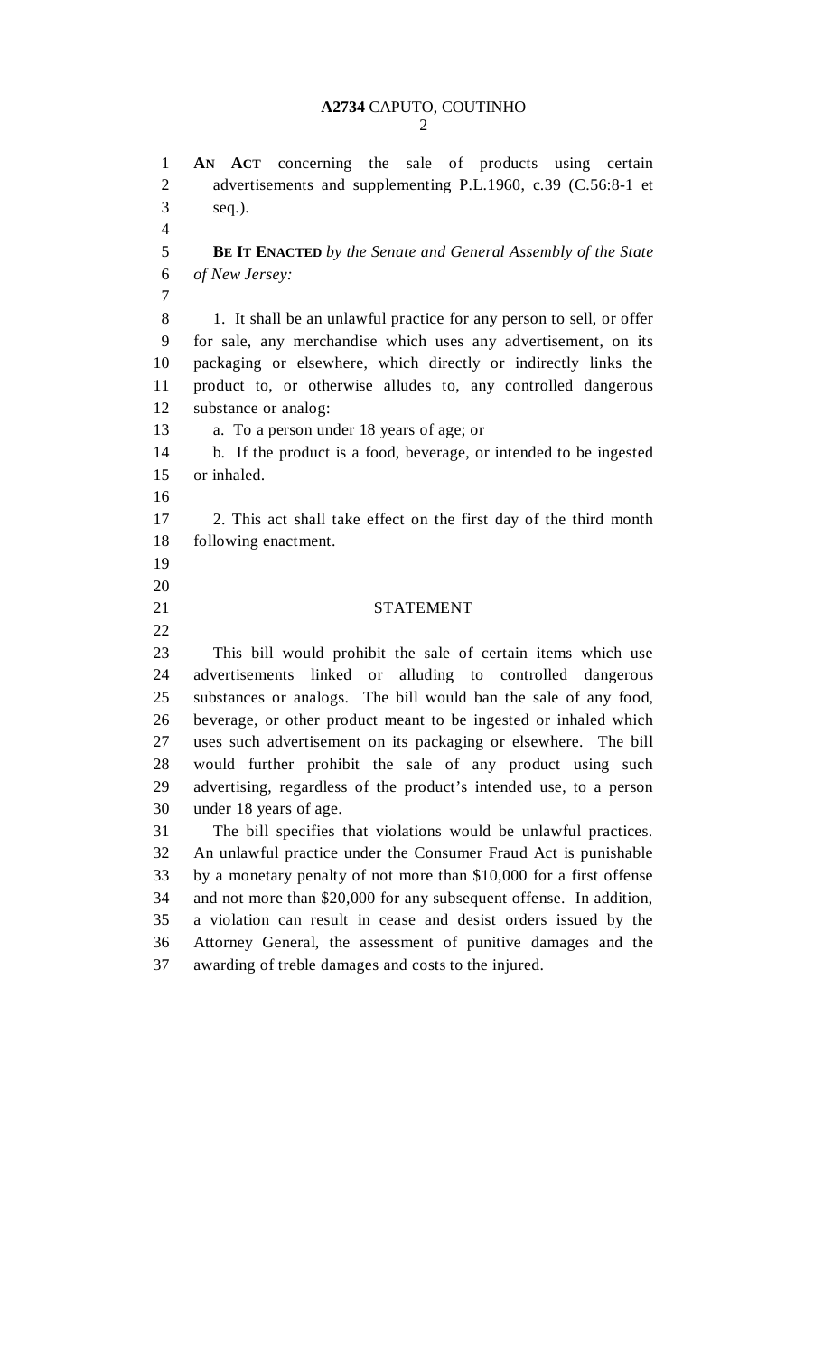**AN ACT** concerning the sale of products using certain advertisements and supplementing P.L.1960, c.39 (C.56:8-1 et seq.).

**BE IT ENACTED** *by the Senate and General Assembly of the State of New Jersey:*

1. It shall be an unlawful practice for any person to sell, or offer for sale, any merchandise which uses any advertisement, on its packaging or elsewhere, which directly or indirectly links the product to, or otherwise alludes to, any controlled dangerous substance or analog:

a. To a person under 18 years of age; or

b. If the product is a food, beverage, or intended to be ingested or inhaled.

2. This act shall take effect on the first day of the third month following enactment.

## STATEMENT

This bill would prohibit the sale of certain items which use advertisements linked or alluding to controlled dangerous substances or analogs. The bill would ban the sale of any food, beverage, or other product meant to be ingested or inhaled which uses such advertisement on its packaging or elsewhere. The bill would further prohibit the sale of any product using such advertising, regardless of the product's intended use, to a person under 18 years of age.

The bill specifies that violations would be unlawful practices. An unlawful practice under the Consumer Fraud Act is punishable by a monetary penalty of not more than $10,000 for a first offense and not more than $20,000 for any subsequent offense. In addition, a violation can result in cease and desist orders issued by the Attorney General, the assessment of punitive damages and the awarding of treble damages and costs to the injured.